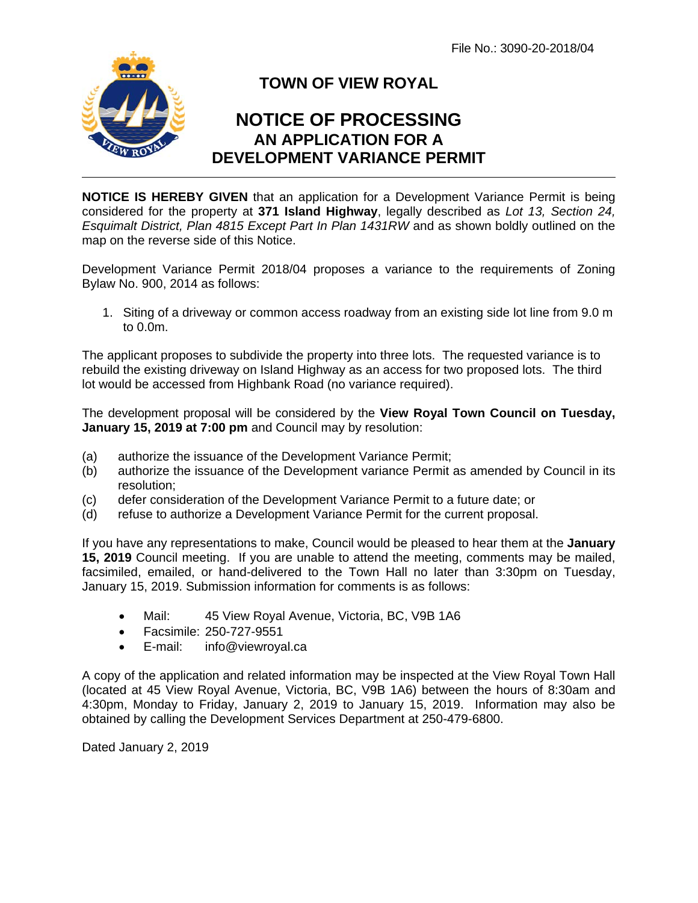File No.: 3090-20-2018/04

# TOWN OF VIEW ROYAL

## NOTICE OF PROCESSING
## AN APPLICATION FOR A DEVELOPMENT VARIANCE PERMIT

---

**NOTICE IS HEREBY GIVEN** that an application for a Development Variance Permit is being considered for the property at **371 Island Highway**, legally described as *Lot 13, Section 24, Esquimalt District, Plan 4815 Except Part In Plan 1431RW* and as shown boldly outlined on the map on the reverse side of this Notice.

Development Variance Permit 2018/04 proposes a variance to the requirements of Zoning Bylaw No. 900, 2014 as follows:

1. Siting of a driveway or common access roadway from an existing side lot line from 9.0 m to 0.0m.

The applicant proposes to subdivide the property into three lots. The requested variance is to rebuild the existing driveway on Island Highway as an access for two proposed lots. The third lot would be accessed from Highbank Road (no variance required).

The development proposal will be considered by the **View Royal Town Council on Tuesday, January 15, 2019 at 7:00 pm** and Council may by resolution:

(a) authorize the issuance of the Development Variance Permit;
(b) authorize the issuance of the Development variance Permit as amended by Council in its resolution;
(c) defer consideration of the Development Variance Permit to a future date; or
(d) refuse to authorize a Development Variance Permit for the current proposal.

If you have any representations to make, Council would be pleased to hear them at the **January 15, 2019** Council meeting. If you are unable to attend the meeting, comments may be mailed, facsimiled, emailed, or hand-delivered to the Town Hall no later than 3:30pm on Tuesday, January 15, 2019. Submission information for comments is as follows:

- Mail: 45 View Royal Avenue, Victoria, BC, V9B 1A6
- Facsimile: 250-727-9551
- E-mail: info@viewroyal.ca

A copy of the application and related information may be inspected at the View Royal Town Hall (located at 45 View Royal Avenue, Victoria, BC, V9B 1A6) between the hours of 8:30am and 4:30pm, Monday to Friday, January 2, 2019 to January 15, 2019. Information may also be obtained by calling the Development Services Department at 250-479-6800.

Dated January 2, 2019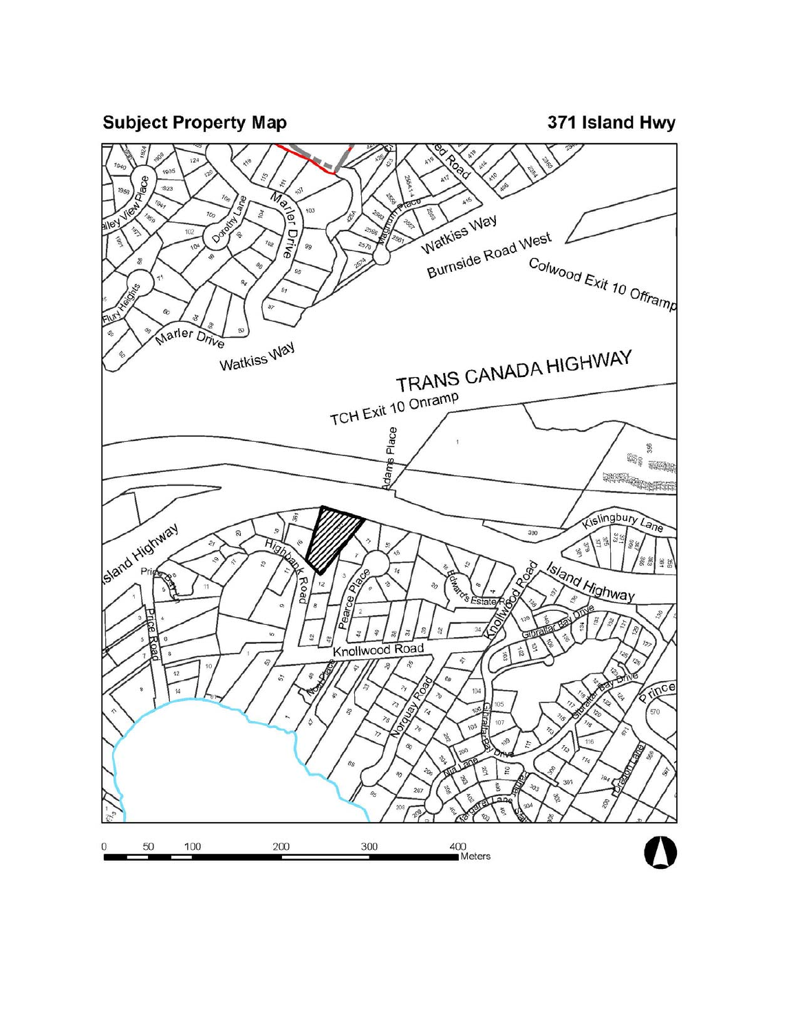## Subject Property Map

## 371 Island Hwy

TRANS CANADA HIGHWAY

TCH Exit 10 Onramp

Colwood Exit 10 Offramp

Burnside Road West

Watkiss Way

Island Highway

Highbank Road

Pearce Place

Knollwood Road

Adams Place

Kislingbury Lane

Marler Drive

0 50 100 200 300 400 Meters